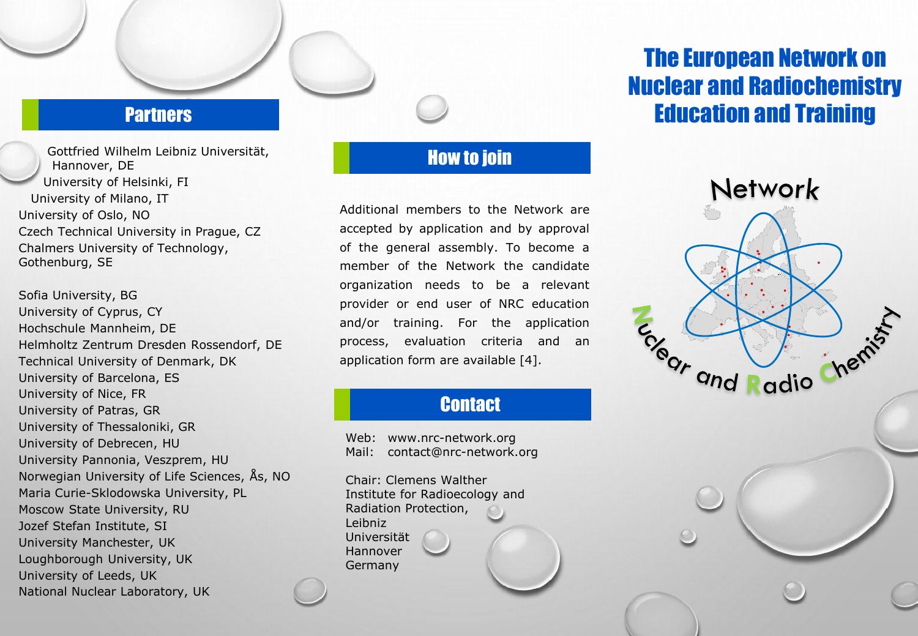## Partners

Gottfried Wilhelm Leibniz Universität, Hannover, DE
University of Helsinki, FI
University of Milano, IT
University of Oslo, NO
Czech Technical University in Prague, CZ
Chalmers University of Technology, Gothenburg, SE

Sofia University, BG
University of Cyprus, CY
Hochschule Mannheim, DE
Helmholtz Zentrum Dresden Rossendorf, DE
Technical University of Denmark, DK
University of Barcelona, ES
University of Nice, FR
University of Patras, GR
University of Thessaloniki, GR
University of Debrecen, HU
University Pannonia, Veszprem, HU
Norwegian University of Life Sciences, Ås, NO
Maria Curie-Sklodowska University, PL
Moscow State University, RU
Jozef Stefan Institute, SI
University Manchester, UK
Loughborough University, UK
University of Leeds, UK
National Nuclear Laboratory, UK

## How to join

Additional members to the Network are accepted by application and by approval of the general assembly. To become a member of the Network the candidate organization needs to be a relevant provider or end user of NRC education and/or training. For the application process, evaluation criteria and an application form are available [4].

## Contact

Web: www.nrc-network.org
Mail: contact@nrc-network.org

Chair: Clemens Walther
Institute for Radioecology and Radiation Protection,
Leibniz Universität Hannover
Germany

# The European Network on Nuclear and Radiochemistry Education and Training

Network

Nuclear and Radio Chemistry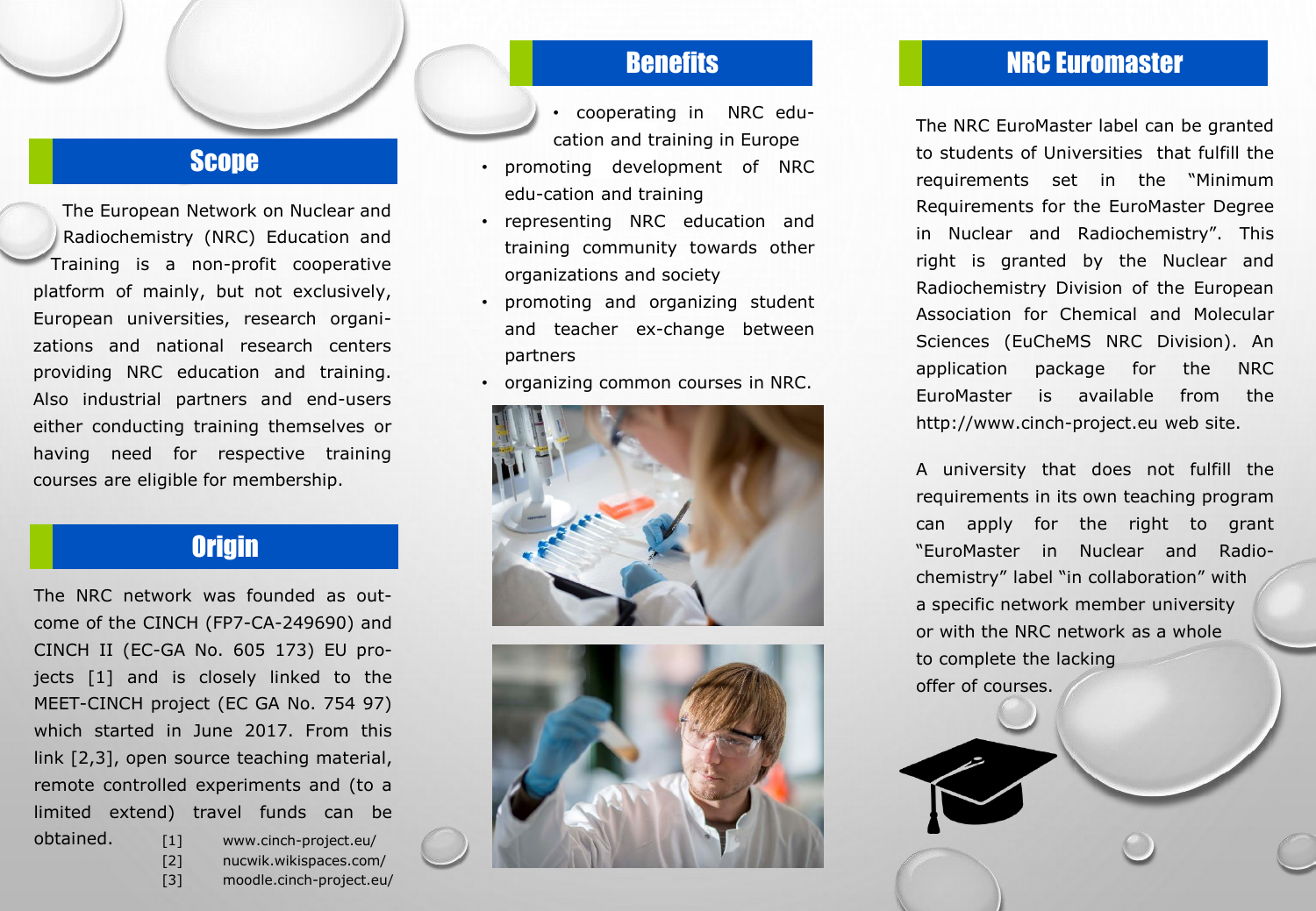## Scope

The European Network on Nuclear and Radiochemistry (NRC) Education and Training is a non-profit cooperative platform of mainly, but not exclusively, European universities, research organi-zations and national research centers providing NRC education and training. Also industrial partners and end-users either conducting training themselves or having need for respective training courses are eligible for membership.

## Origin

The NRC network was founded as out-come of the CINCH (FP7-CA-249690) and CINCH II (EC-GA No. 605 173) EU pro-jects [1] and is closely linked to the MEET-CINCH project (EC GA No. 754 97) which started in June 2017. From this link [2,3], open source teaching material, remote controlled experiments and (to a limited extend) travel funds can be obtained.

[1] www.cinch-project.eu/
[2] nucwik.wikispaces.com/
[3] moodle.cinch-project.eu/

## Benefits

- cooperating in NRC edu-cation and training in Europe
- promoting development of NRC edu-cation and training
- representing NRC education and training community towards other organizations and society
- promoting and organizing student and teacher ex-change between partners
- organizing common courses in NRC.

## NRC Euromaster

The NRC EuroMaster label can be granted to students of Universities that fulfill the requirements set in the "Minimum Requirements for the EuroMaster Degree in Nuclear and Radiochemistry". This right is granted by the Nuclear and Radiochemistry Division of the European Association for Chemical and Molecular Sciences (EuCheMS NRC Division). An application package for the NRC EuroMaster is available from the http://www.cinch-project.eu web site.

A university that does not fulfill the requirements in its own teaching program can apply for the right to grant "EuroMaster in Nuclear and Radio-chemistry" label "in collaboration" with a specific network member university or with the NRC network as a whole to complete the lacking offer of courses.